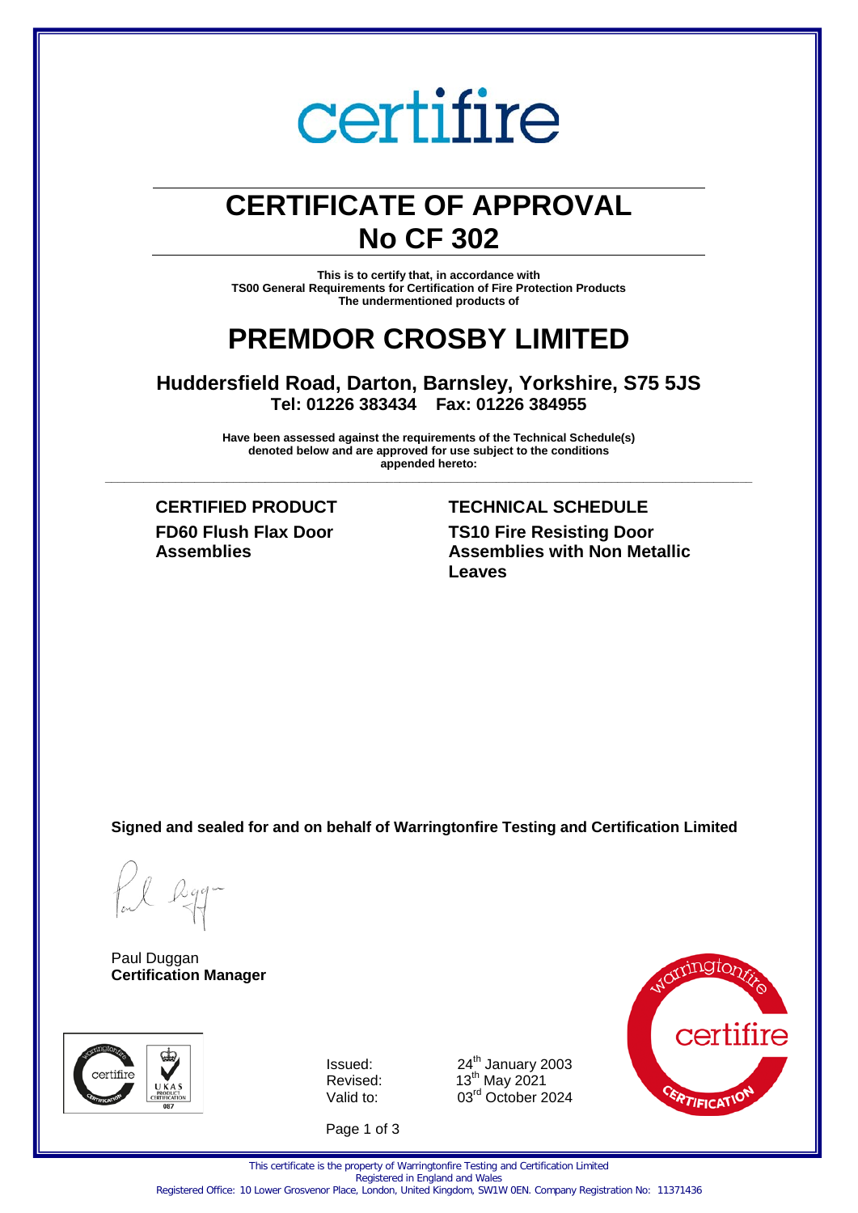certifire

# CERTIFICATE OF APPROVAL
# No CF 302

**This is to certify that, in accordance with**
**TS00 General Requirements for Certification of Fire Protection Products**
**The undermentioned products of**

# PREMDOR CROSBY LIMITED

## Huddersfield Road, Darton, Barnsley, Yorkshire, S75 5JS
**Tel: 01226 383434 Fax: 01226 384955**

**Have been assessed against the requirements of the Technical Schedule(s) denoted below and are approved for use subject to the conditions appended hereto:**

| CERTIFIED PRODUCT | TECHNICAL SCHEDULE |
|---|---|
| **FD60 Flush Flax Door Assemblies** | **TS10 Fire Resisting Door Assemblies with Non Metallic Leaves** |

**Signed and sealed for and on behalf of Warringtonfire Testing and Certification Limited**

Paul Duggan
**Certification Manager**

Issued: 24th January 2003
Revised: 13th May 2021
Valid to: 03rd October 2024

This certificate is the property of Warringtonfire Testing and Certification Limited
Registered in England and Wales
Registered Office: 10 Lower Grosvenor Place, London, United Kingdom, SW1W 0EN. Company Registration No: 11371436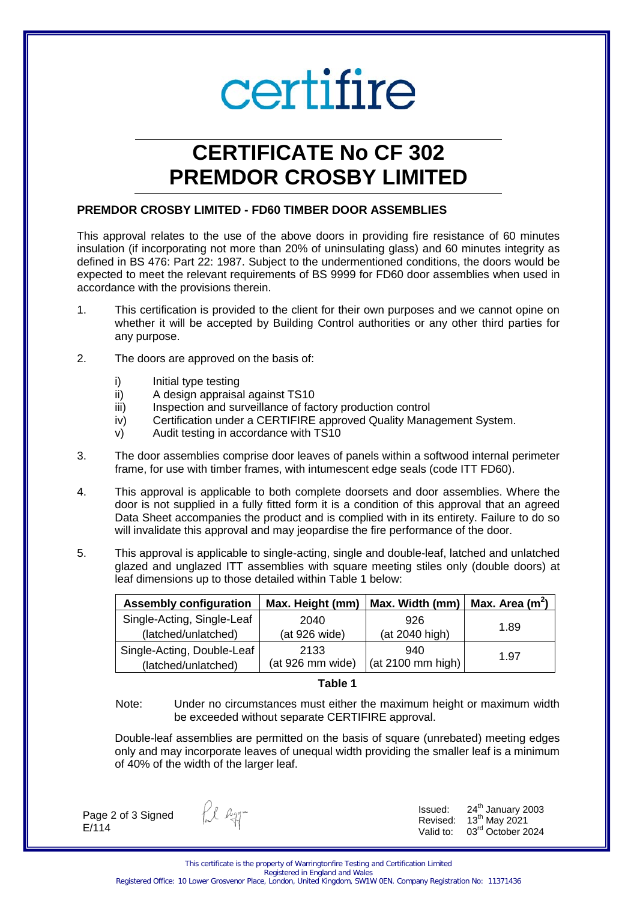certifire

# CERTIFICATE No CF 302
# PREMDOR CROSBY LIMITED

**PREMDOR CROSBY LIMITED - FD60 TIMBER DOOR ASSEMBLIES**

This approval relates to the use of the above doors in providing fire resistance of 60 minutes insulation (if incorporating not more than 20% of uninsulating glass) and 60 minutes integrity as defined in BS 476: Part 22: 1987. Subject to the undermentioned conditions, the doors would be expected to meet the relevant requirements of BS 9999 for FD60 door assemblies when used in accordance with the provisions therein.

1. This certification is provided to the client for their own purposes and we cannot opine on whether it will be accepted by Building Control authorities or any other third parties for any purpose.

2. The doors are approved on the basis of:

   i) Initial type testing
   ii) A design appraisal against TS10
   iii) Inspection and surveillance of factory production control
   iv) Certification under a CERTIFIRE approved Quality Management System.
   v) Audit testing in accordance with TS10

3. The door assemblies comprise door leaves of panels within a softwood internal perimeter frame, for use with timber frames, with intumescent edge seals (code ITT FD60).

4. This approval is applicable to both complete doorsets and door assemblies. Where the door is not supplied in a fully fitted form it is a condition of this approval that an agreed Data Sheet accompanies the product and is complied with in its entirety. Failure to do so will invalidate this approval and may jeopardise the fire performance of the door.

5. This approval is applicable to single-acting, single and double-leaf, latched and unlatched glazed and unglazed ITT assemblies with square meeting stiles only (double doors) at leaf dimensions up to those detailed within Table 1 below:

| Assembly configuration | Max. Height (mm) | Max. Width (mm) | Max. Area ($m^2$) |
|---|---|---|---|
| Single-Acting, Single-Leaf (latched/unlatched) | 2040 (at 926 wide) | 926 (at 2040 high) | 1.89 |
| Single-Acting, Double-Leaf (latched/unlatched) | 2133 (at 926 mm wide) | 940 (at 2100 mm high) | 1.97 |

**Table 1**

Note: Under no circumstances must either the maximum height or maximum width be exceeded without separate CERTIFIRE approval.

Double-leaf assemblies are permitted on the basis of square (unrebated) meeting edges only and may incorporate leaves of unequal width providing the smaller leaf is a minimum of 40% of the width of the larger leaf.

Signed
E/114

Issued: 24th January 2003
Revised: 13th May 2021
Valid to: 03rd October 2024

This certificate is the property of Warringtonfire Testing and Certification Limited
Registered in England and Wales
Registered Office: 10 Lower Grosvenor Place, London, United Kingdom, SW1W 0EN. Company Registration No: 11371436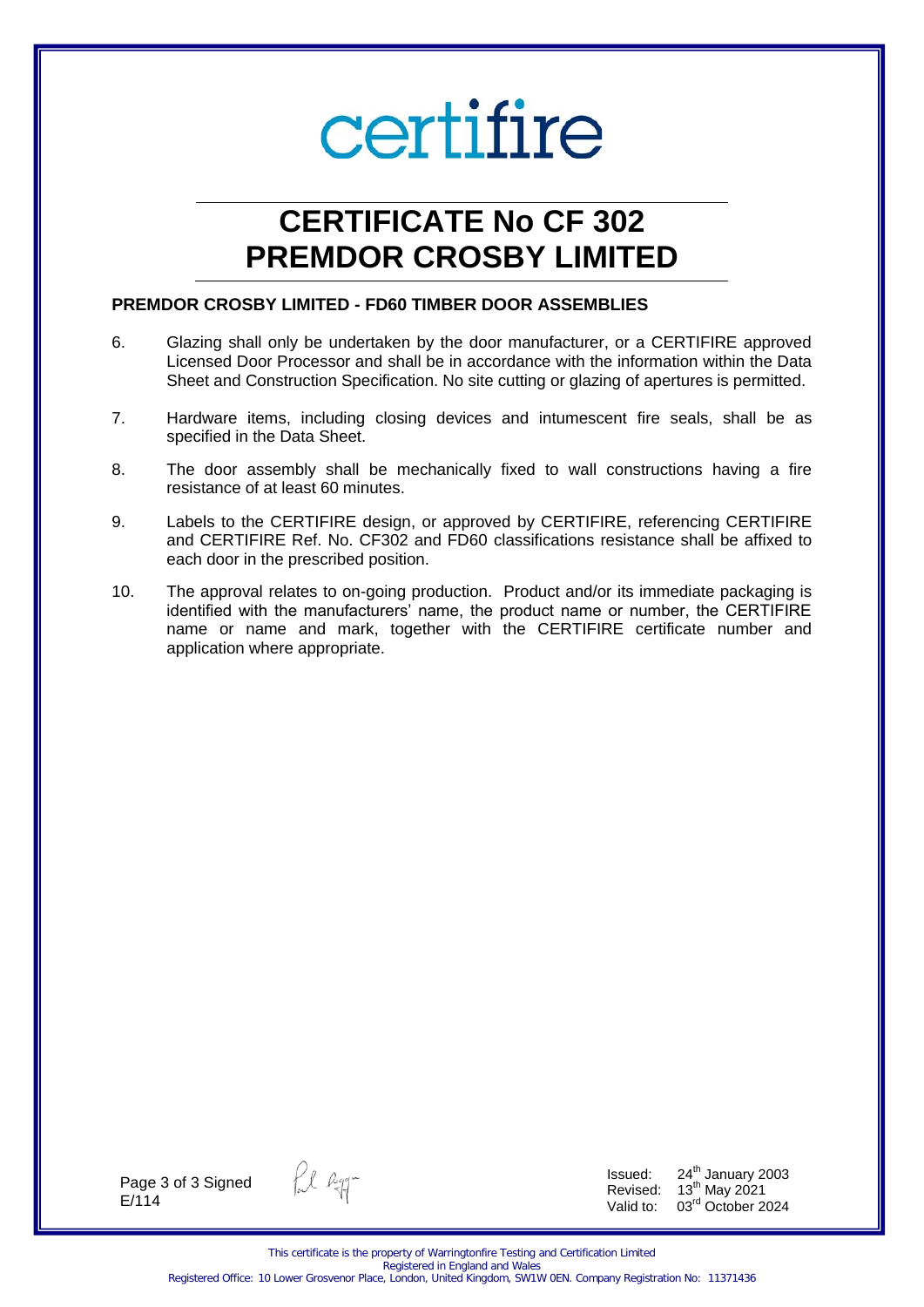certifire

# CERTIFICATE No CF 302
# PREMDOR CROSBY LIMITED

**PREMDOR CROSBY LIMITED - FD60 TIMBER DOOR ASSEMBLIES**

6. Glazing shall only be undertaken by the door manufacturer, or a CERTIFIRE approved Licensed Door Processor and shall be in accordance with the information within the Data Sheet and Construction Specification. No site cutting or glazing of apertures is permitted.

7. Hardware items, including closing devices and intumescent fire seals, shall be as specified in the Data Sheet.

8. The door assembly shall be mechanically fixed to wall constructions having a fire resistance of at least 60 minutes.

9. Labels to the CERTIFIRE design, or approved by CERTIFIRE, referencing CERTIFIRE and CERTIFIRE Ref. No. CF302 and FD60 classifications resistance shall be affixed to each door in the prescribed position.

10. The approval relates to on-going production. Product and/or its immediate packaging is identified with the manufacturers' name, the product name or number, the CERTIFIRE name or name and mark, together with the CERTIFIRE certificate number and application where appropriate.

Signed
E/114

Issued: 24th January 2003
Revised: 13th May 2021
Valid to: 03rd October 2024

This certificate is the property of Warringtonfire Testing and Certification Limited
Registered in England and Wales
Registered Office: 10 Lower Grosvenor Place, London, United Kingdom, SW1W 0EN. Company Registration No: 11371436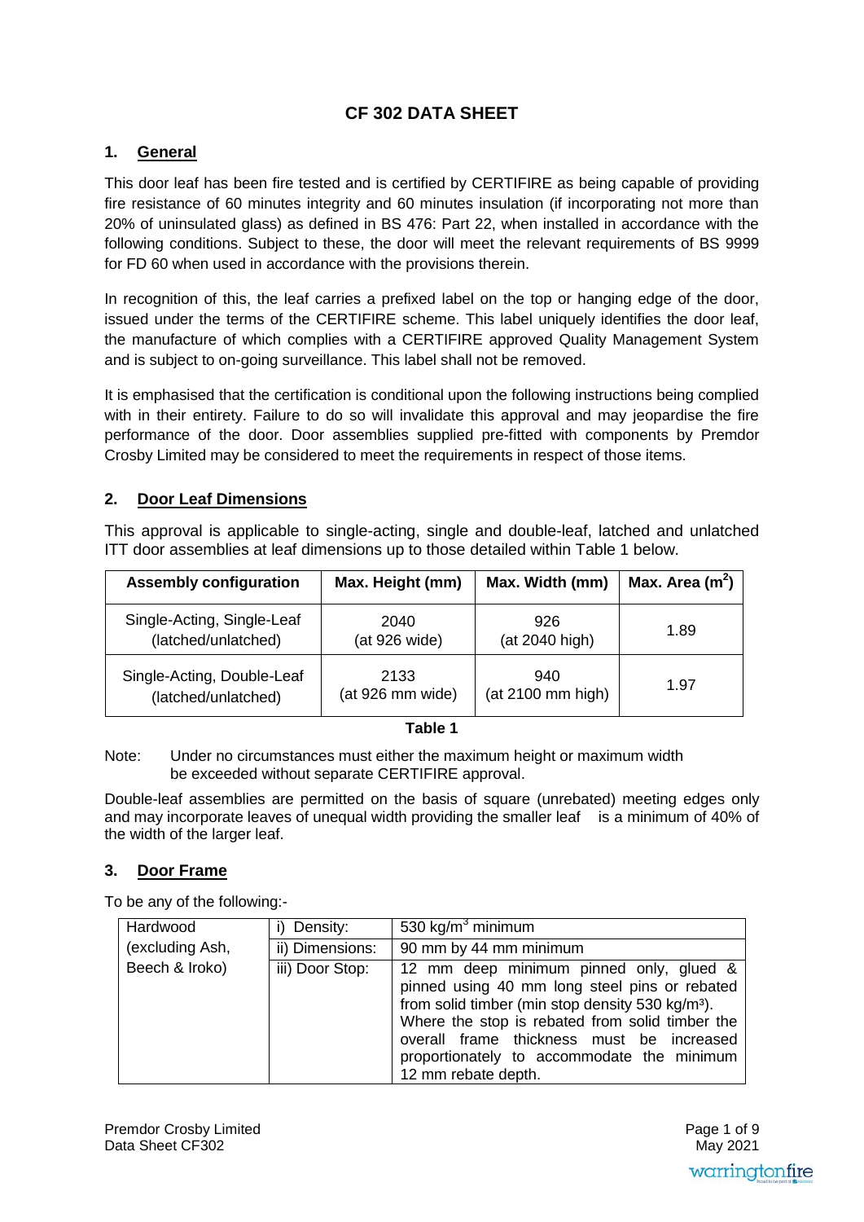# CF 302 DATA SHEET

## 1. General

This door leaf has been fire tested and is certified by CERTIFIRE as being capable of providing fire resistance of 60 minutes integrity and 60 minutes insulation (if incorporating not more than 20% of uninsulated glass) as defined in BS 476: Part 22, when installed in accordance with the following conditions. Subject to these, the door will meet the relevant requirements of BS 9999 for FD 60 when used in accordance with the provisions therein.

In recognition of this, the leaf carries a prefixed label on the top or hanging edge of the door, issued under the terms of the CERTIFIRE scheme. This label uniquely identifies the door leaf, the manufacture of which complies with a CERTIFIRE approved Quality Management System and is subject to on-going surveillance. This label shall not be removed.

It is emphasised that the certification is conditional upon the following instructions being complied with in their entirety. Failure to do so will invalidate this approval and may jeopardise the fire performance of the door. Door assemblies supplied pre-fitted with components by Premdor Crosby Limited may be considered to meet the requirements in respect of those items.

## 2. Door Leaf Dimensions

This approval is applicable to single-acting, single and double-leaf, latched and unlatched ITT door assemblies at leaf dimensions up to those detailed within Table 1 below.

| Assembly configuration | Max. Height (mm) | Max. Width (mm) | Max. Area ($m^2$) |
|---|---|---|---|
| Single-Acting, Single-Leaf (latched/unlatched) | 2040 (at 926 wide) | 926 (at 2040 high) | 1.89 |
| Single-Acting, Double-Leaf (latched/unlatched) | 2133 (at 926 mm wide) | 940 (at 2100 mm high) | 1.97 |

**Table 1**

Note: Under no circumstances must either the maximum height or maximum width be exceeded without separate CERTIFIRE approval.

Double-leaf assemblies are permitted on the basis of square (unrebated) meeting edges only and may incorporate leaves of unequal width providing the smaller leaf is a minimum of 40% of the width of the larger leaf.

## 3. Door Frame

To be any of the following:-

| Hardwood (excluding Ash, Beech & Iroko) | i) Density: | 530 kg/$m^3$ minimum |
|---|---|---|
| | ii) Dimensions: | 90 mm by 44 mm minimum |
| | iii) Door Stop: | 12 mm deep minimum pinned only, glued & pinned using 40 mm long steel pins or rebated from solid timber (min stop density 530 kg/$m^3$). Where the stop is rebated from solid timber the overall frame thickness must be increased proportionately to accommodate the minimum 12 mm rebate depth. |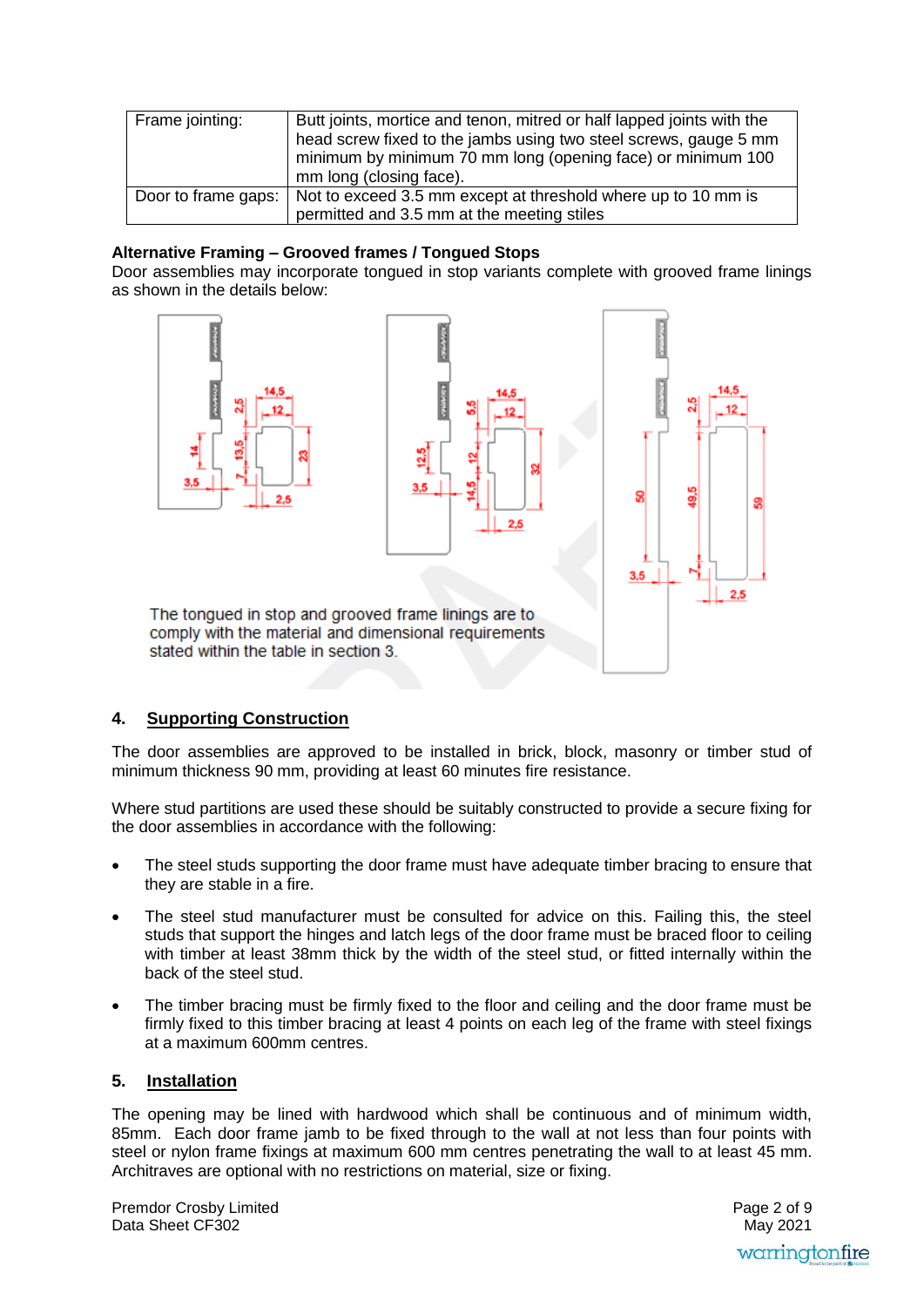| Frame jointing: | Butt joints, mortice and tenon, mitred or half lapped joints with the head screw fixed to the jambs using two steel screws, gauge 5 mm minimum by minimum 70 mm long (opening face) or minimum 100 mm long (closing face). |
|---|---|
| Door to frame gaps: | Not to exceed 3.5 mm except at threshold where up to 10 mm is permitted and 3.5 mm at the meeting stiles |

**Alternative Framing – Grooved frames / Tongued Stops**

Door assemblies may incorporate tongued in stop variants complete with grooved frame linings as shown in the details below:

The tongued in stop and grooved frame linings are to comply with the material and dimensional requirements stated within the table in section 3.

## 4. Supporting Construction

The door assemblies are approved to be installed in brick, block, masonry or timber stud of minimum thickness 90 mm, providing at least 60 minutes fire resistance.

Where stud partitions are used these should be suitably constructed to provide a secure fixing for the door assemblies in accordance with the following:

- The steel studs supporting the door frame must have adequate timber bracing to ensure that they are stable in a fire.
- The steel stud manufacturer must be consulted for advice on this. Failing this, the steel studs that support the hinges and latch legs of the door frame must be braced floor to ceiling with timber at least 38mm thick by the width of the steel stud, or fitted internally within the back of the steel stud.
- The timber bracing must be firmly fixed to the floor and ceiling and the door frame must be firmly fixed to this timber bracing at least 4 points on each leg of the frame with steel fixings at a maximum 600mm centres.

## 5. Installation

The opening may be lined with hardwood which shall be continuous and of minimum width, 85mm. Each door frame jamb to be fixed through to the wall at not less than four points with steel or nylon frame fixings at maximum 600 mm centres penetrating the wall to at least 45 mm. Architraves are optional with no restrictions on material, size or fixing.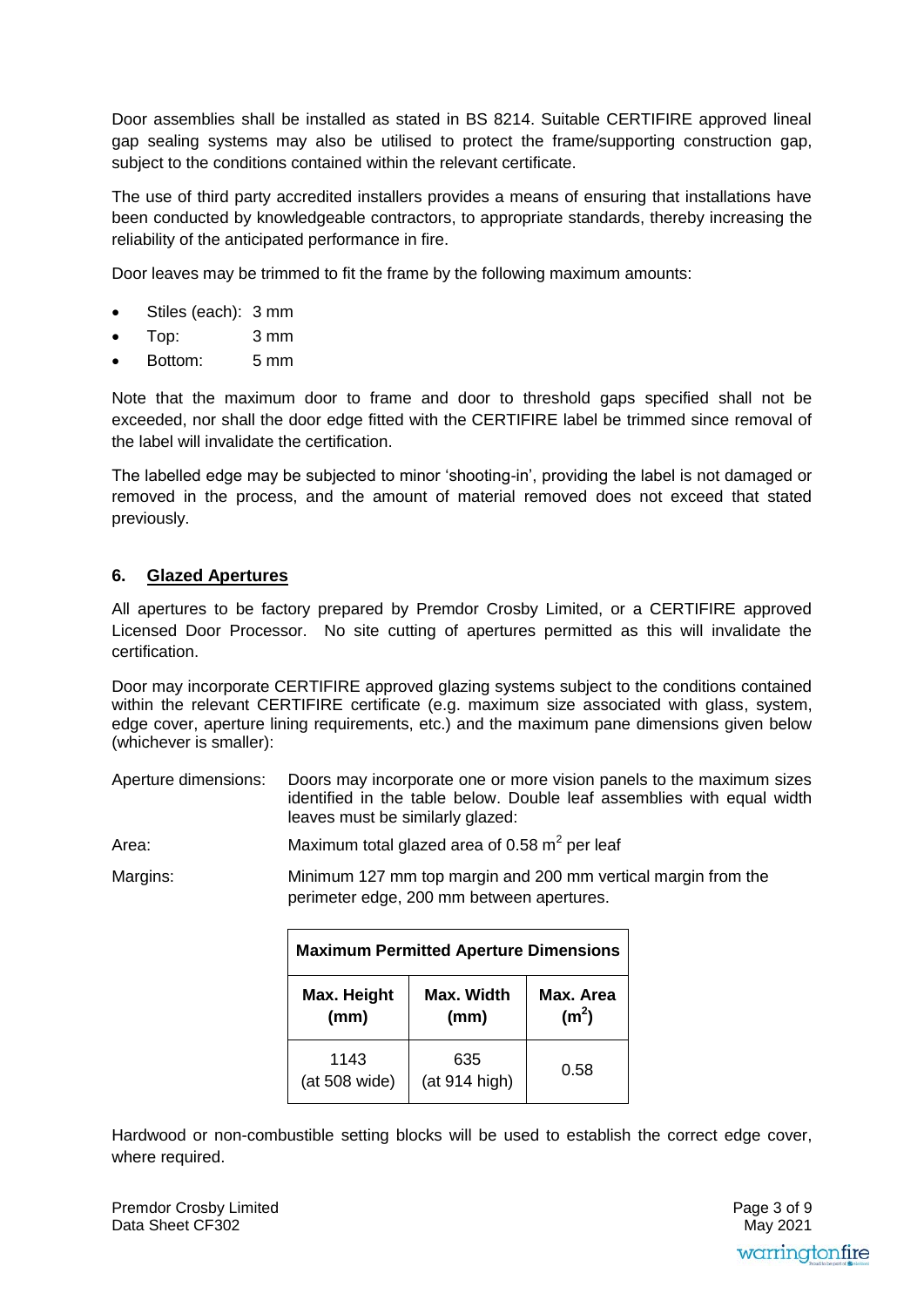Door assemblies shall be installed as stated in BS 8214. Suitable CERTIFIRE approved lineal gap sealing systems may also be utilised to protect the frame/supporting construction gap, subject to the conditions contained within the relevant certificate.

The use of third party accredited installers provides a means of ensuring that installations have been conducted by knowledgeable contractors, to appropriate standards, thereby increasing the reliability of the anticipated performance in fire.

Door leaves may be trimmed to fit the frame by the following maximum amounts:

- Stiles (each): 3 mm
- Top: 3 mm
- Bottom: 5 mm

Note that the maximum door to frame and door to threshold gaps specified shall not be exceeded, nor shall the door edge fitted with the CERTIFIRE label be trimmed since removal of the label will invalidate the certification.

The labelled edge may be subjected to minor 'shooting-in', providing the label is not damaged or removed in the process, and the amount of material removed does not exceed that stated previously.

## 6. Glazed Apertures

All apertures to be factory prepared by Premdor Crosby Limited, or a CERTIFIRE approved Licensed Door Processor. No site cutting of apertures permitted as this will invalidate the certification.

Door may incorporate CERTIFIRE approved glazing systems subject to the conditions contained within the relevant CERTIFIRE certificate (e.g. maximum size associated with glass, system, edge cover, aperture lining requirements, etc.) and the maximum pane dimensions given below (whichever is smaller):

Aperture dimensions: Doors may incorporate one or more vision panels to the maximum sizes identified in the table below. Double leaf assemblies with equal width leaves must be similarly glazed:

Area: Maximum total glazed area of 0.58 $m^2$ per leaf

Margins: Minimum 127 mm top margin and 200 mm vertical margin from the perimeter edge, 200 mm between apertures.

| **Maximum Permitted Aperture Dimensions** | | |
|---|---|---|
| **Max. Height (mm)** | **Max. Width (mm)** | **Max. Area ($m^2$)** |
| 1143 (at 508 wide) | 635 (at 914 high) | 0.58 |

Hardwood or non-combustible setting blocks will be used to establish the correct edge cover, where required.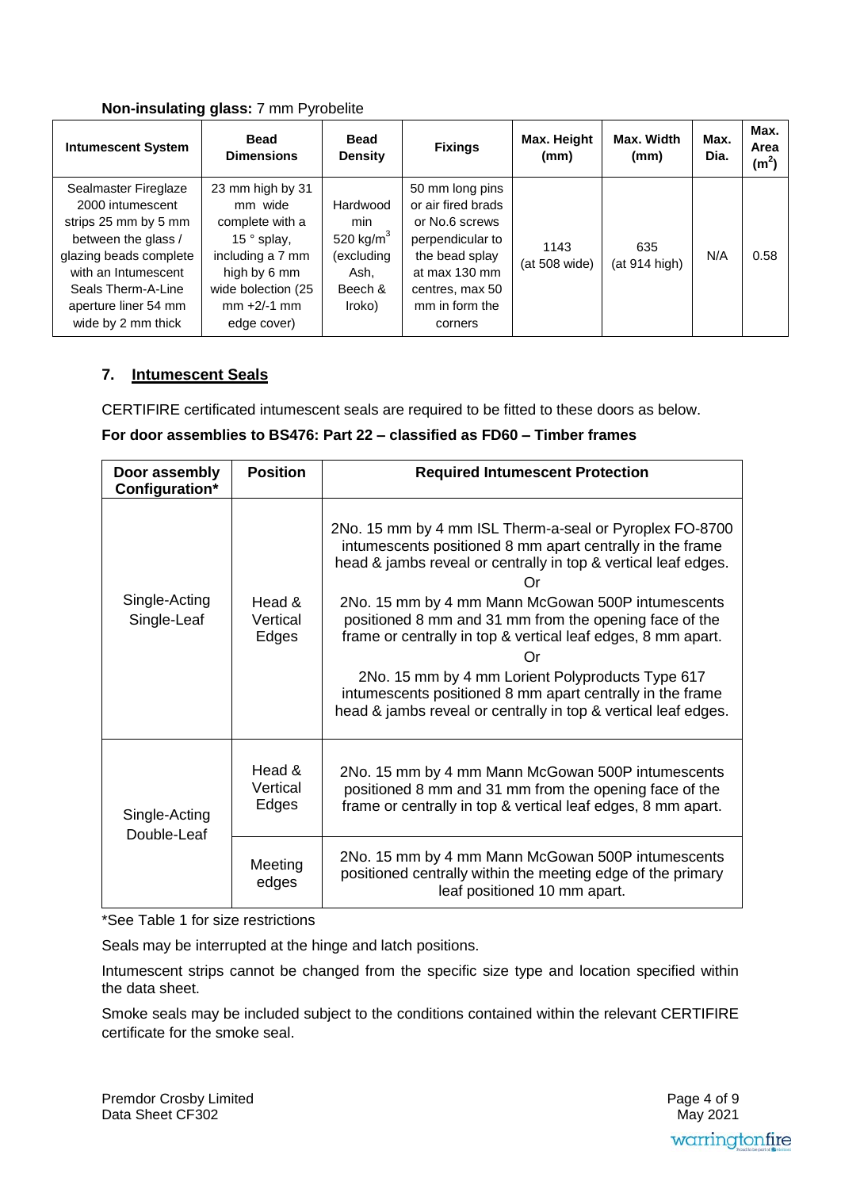**Non-insulating glass:** 7 mm Pyrobelite

| Intumescent System | Bead Dimensions | Bead Density | Fixings | Max. Height (mm) | Max. Width (mm) | Max. Dia. | Max. Area ($m^2$) |
|---|---|---|---|---|---|---|---|
| Sealmaster Fireglaze 2000 intumescent strips 25 mm by 5 mm between the glass / glazing beads complete with an Intumescent Seals Therm-A-Line aperture liner 54 mm wide by 2 mm thick | 23 mm high by 31 mm wide complete with a 15 ° splay, including a 7 mm high by 6 mm wide bolection (25 mm +2/-1 mm edge cover) | Hardwood min 520 kg/$m^3$ (excluding Ash, Beech & Iroko) | 50 mm long pins or air fired brads or No.6 screws perpendicular to the bead splay at max 130 mm centres, max 50 mm in form the corners | 1143 (at 508 wide) | 635 (at 914 high) | N/A | 0.58 |

## 7. Intumescent Seals

CERTIFIRE certificated intumescent seals are required to be fitted to these doors as below.

**For door assemblies to BS476: Part 22 – classified as FD60 – Timber frames**

| Door assembly Configuration* | Position | Required Intumescent Protection |
|---|---|---|
| Single-Acting Single-Leaf | Head & Vertical Edges | 2No. 15 mm by 4 mm ISL Therm-a-seal or Pyroplex FO-8700 intumescents positioned 8 mm apart centrally in the frame head & jambs reveal or centrally in top & vertical leaf edges.<br>Or<br>2No. 15 mm by 4 mm Mann McGowan 500P intumescents positioned 8 mm and 31 mm from the opening face of the frame or centrally in top & vertical leaf edges, 8 mm apart.<br>Or<br>2No. 15 mm by 4 mm Lorient Polyproducts Type 617 intumescents positioned 8 mm apart centrally in the frame head & jambs reveal or centrally in top & vertical leaf edges. |
| Single-Acting Double-Leaf | Head & Vertical Edges | 2No. 15 mm by 4 mm Mann McGowan 500P intumescents positioned 8 mm and 31 mm from the opening face of the frame or centrally in top & vertical leaf edges, 8 mm apart. |
| | Meeting edges | 2No. 15 mm by 4 mm Mann McGowan 500P intumescents positioned centrally within the meeting edge of the primary leaf positioned 10 mm apart. |

*See Table 1 for size restrictions

Seals may be interrupted at the hinge and latch positions.

Intumescent strips cannot be changed from the specific size type and location specified within the data sheet.

Smoke seals may be included subject to the conditions contained within the relevant CERTIFIRE certificate for the smoke seal.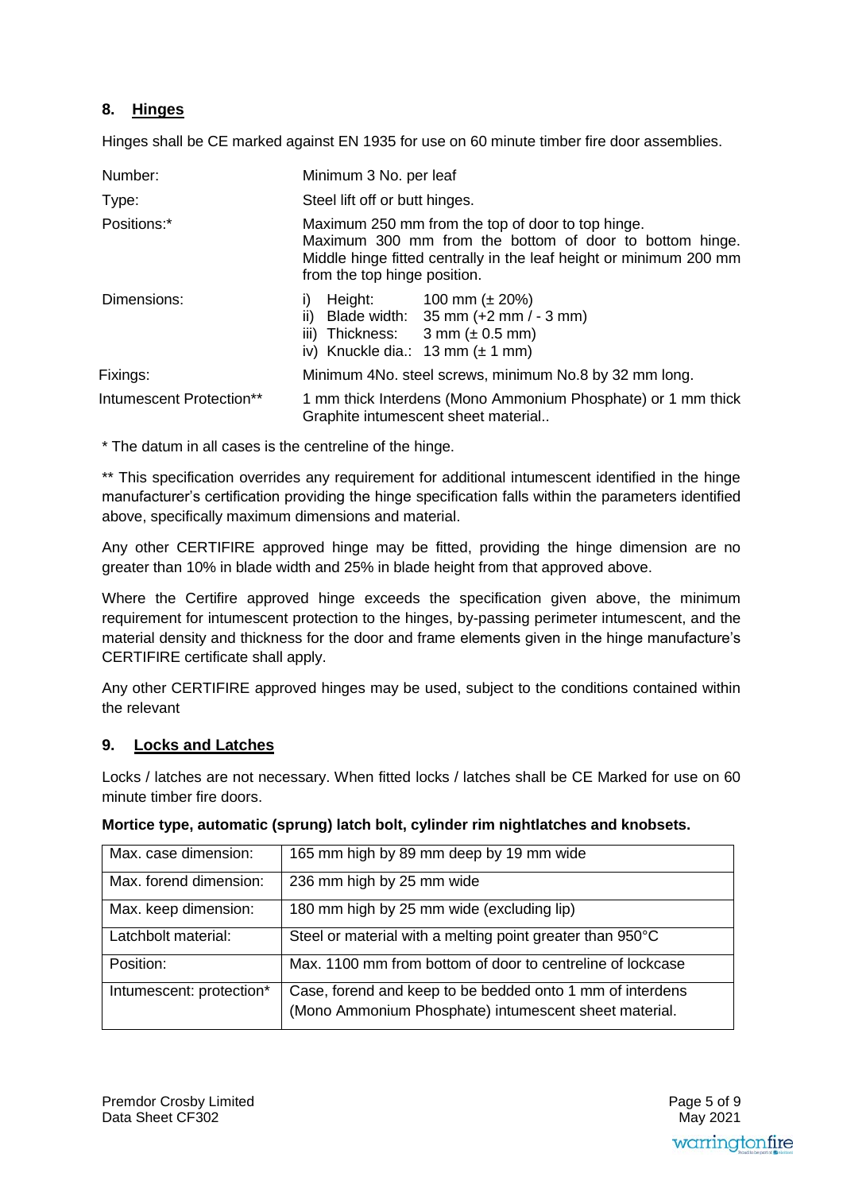## 8. Hinges

Hinges shall be CE marked against EN 1935 for use on 60 minute timber fire door assemblies.

| | |
|---|---|
| Number: | Minimum 3 No. per leaf |
| Type: | Steel lift off or butt hinges. |
| Positions:* | Maximum 250 mm from the top of door to top hinge. Maximum 300 mm from the bottom of door to bottom hinge. Middle hinge fitted centrally in the leaf height or minimum 200 mm from the top hinge position. |
| Dimensions: | i) Height: 100 mm (± 20%)<br>ii) Blade width: 35 mm (+2 mm / - 3 mm)<br>iii) Thickness: 3 mm (± 0.5 mm)<br>iv) Knuckle dia.: 13 mm (± 1 mm) |
| Fixings: | Minimum 4No. steel screws, minimum No.8 by 32 mm long. |
| Intumescent Protection** | 1 mm thick Interdens (Mono Ammonium Phosphate) or 1 mm thick Graphite intumescent sheet material.. |

* The datum in all cases is the centreline of the hinge.

** This specification overrides any requirement for additional intumescent identified in the hinge manufacturer's certification providing the hinge specification falls within the parameters identified above, specifically maximum dimensions and material.

Any other CERTIFIRE approved hinge may be fitted, providing the hinge dimension are no greater than 10% in blade width and 25% in blade height from that approved above.

Where the Certifire approved hinge exceeds the specification given above, the minimum requirement for intumescent protection to the hinges, by-passing perimeter intumescent, and the material density and thickness for the door and frame elements given in the hinge manufacture's CERTIFIRE certificate shall apply.

Any other CERTIFIRE approved hinges may be used, subject to the conditions contained within the relevant

## 9. Locks and Latches

Locks / latches are not necessary. When fitted locks / latches shall be CE Marked for use on 60 minute timber fire doors.

**Mortice type, automatic (sprung) latch bolt, cylinder rim nightlatches and knobsets.**

| | |
|---|---|
| Max. case dimension: | 165 mm high by 89 mm deep by 19 mm wide |
| Max. forend dimension: | 236 mm high by 25 mm wide |
| Max. keep dimension: | 180 mm high by 25 mm wide (excluding lip) |
| Latchbolt material: | Steel or material with a melting point greater than 950°C |
| Position: | Max. 1100 mm from bottom of door to centreline of lockcase |
| Intumescent: protection* | Case, forend and keep to be bedded onto 1 mm of interdens (Mono Ammonium Phosphate) intumescent sheet material. |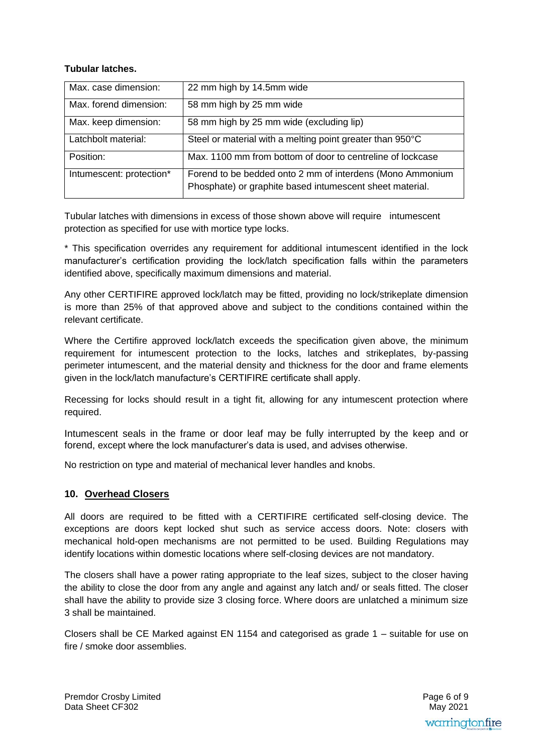**Tubular latches.**

| Max. case dimension: | 22 mm high by 14.5mm wide |
|---|---|
| Max. forend dimension: | 58 mm high by 25 mm wide |
| Max. keep dimension: | 58 mm high by 25 mm wide (excluding lip) |
| Latchbolt material: | Steel or material with a melting point greater than 950°C |
| Position: | Max. 1100 mm from bottom of door to centreline of lockcase |
| Intumescent: protection* | Forend to be bedded onto 2 mm of interdens (Mono Ammonium Phosphate) or graphite based intumescent sheet material. |

Tubular latches with dimensions in excess of those shown above will require intumescent protection as specified for use with mortice type locks.

* This specification overrides any requirement for additional intumescent identified in the lock manufacturer's certification providing the lock/latch specification falls within the parameters identified above, specifically maximum dimensions and material.

Any other CERTIFIRE approved lock/latch may be fitted, providing no lock/strikeplate dimension is more than 25% of that approved above and subject to the conditions contained within the relevant certificate.

Where the Certifire approved lock/latch exceeds the specification given above, the minimum requirement for intumescent protection to the locks, latches and strikeplates, by-passing perimeter intumescent, and the material density and thickness for the door and frame elements given in the lock/latch manufacture's CERTIFIRE certificate shall apply.

Recessing for locks should result in a tight fit, allowing for any intumescent protection where required.

Intumescent seals in the frame or door leaf may be fully interrupted by the keep and or forend, except where the lock manufacturer's data is used, and advises otherwise.

No restriction on type and material of mechanical lever handles and knobs.

## 10. Overhead Closers

All doors are required to be fitted with a CERTIFIRE certificated self-closing device. The exceptions are doors kept locked shut such as service access doors. Note: closers with mechanical hold-open mechanisms are not permitted to be used. Building Regulations may identify locations within domestic locations where self-closing devices are not mandatory.

The closers shall have a power rating appropriate to the leaf sizes, subject to the closer having the ability to close the door from any angle and against any latch and/ or seals fitted. The closer shall have the ability to provide size 3 closing force. Where doors are unlatched a minimum size 3 shall be maintained.

Closers shall be CE Marked against EN 1154 and categorised as grade 1 – suitable for use on fire / smoke door assemblies.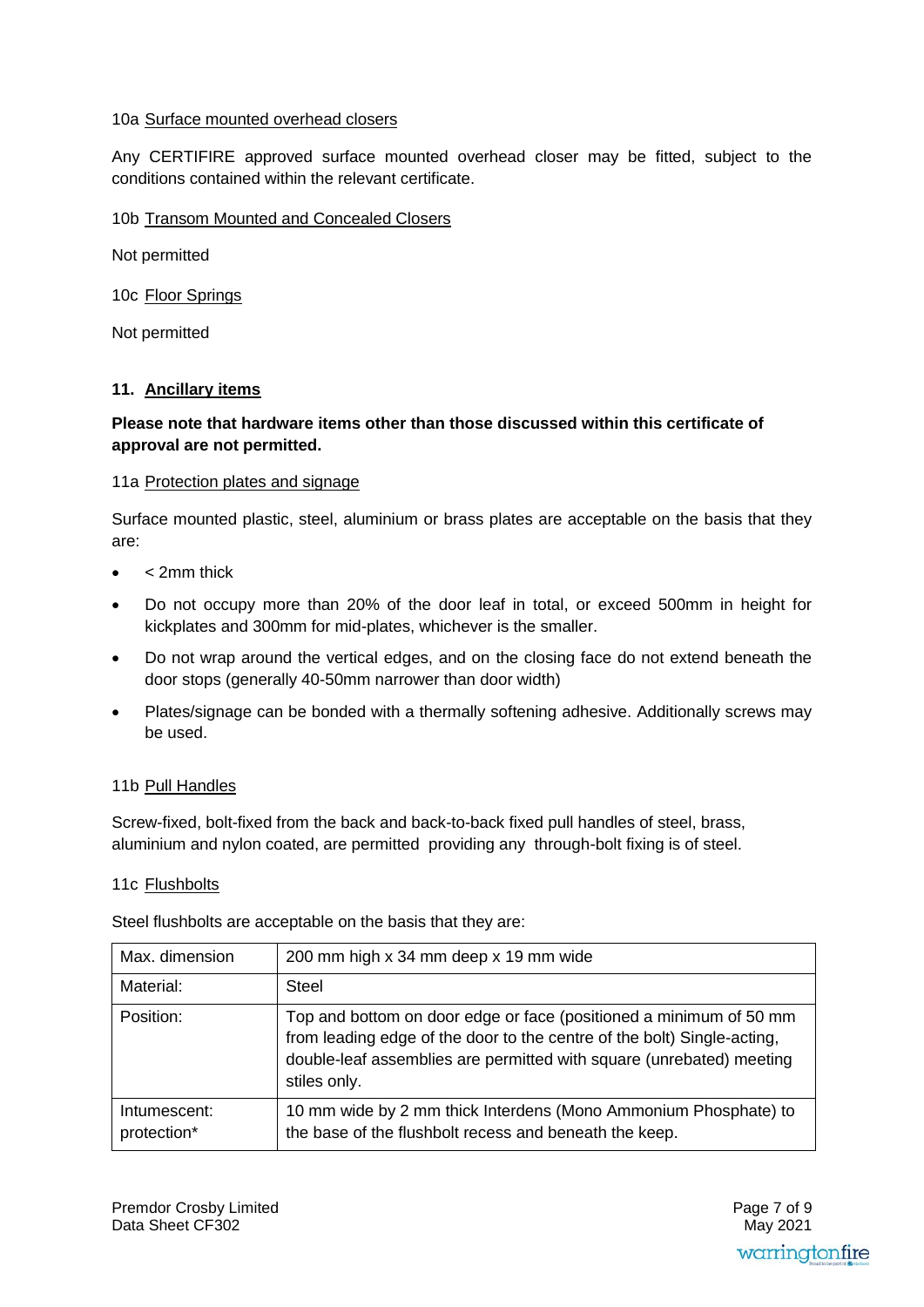10a Surface mounted overhead closers

Any CERTIFIRE approved surface mounted overhead closer may be fitted, subject to the conditions contained within the relevant certificate.

10b Transom Mounted and Concealed Closers

Not permitted

10c Floor Springs

Not permitted

## 11. Ancillary items

**Please note that hardware items other than those discussed within this certificate of approval are not permitted.**

11a Protection plates and signage

Surface mounted plastic, steel, aluminium or brass plates are acceptable on the basis that they are:

- < 2mm thick
- Do not occupy more than 20% of the door leaf in total, or exceed 500mm in height for kickplates and 300mm for mid-plates, whichever is the smaller.
- Do not wrap around the vertical edges, and on the closing face do not extend beneath the door stops (generally 40-50mm narrower than door width)
- Plates/signage can be bonded with a thermally softening adhesive. Additionally screws may be used.

11b Pull Handles

Screw-fixed, bolt-fixed from the back and back-to-back fixed pull handles of steel, brass, aluminium and nylon coated, are permitted providing any through-bolt fixing is of steel.

11c Flushbolts

Steel flushbolts are acceptable on the basis that they are:

| Max. dimension | 200 mm high x 34 mm deep x 19 mm wide |
|---|---|
| Material: | Steel |
| Position: | Top and bottom on door edge or face (positioned a minimum of 50 mm from leading edge of the door to the centre of the bolt) Single-acting, double-leaf assemblies are permitted with square (unrebated) meeting stiles only. |
| Intumescent: protection* | 10 mm wide by 2 mm thick Interdens (Mono Ammonium Phosphate) to the base of the flushbolt recess and beneath the keep. |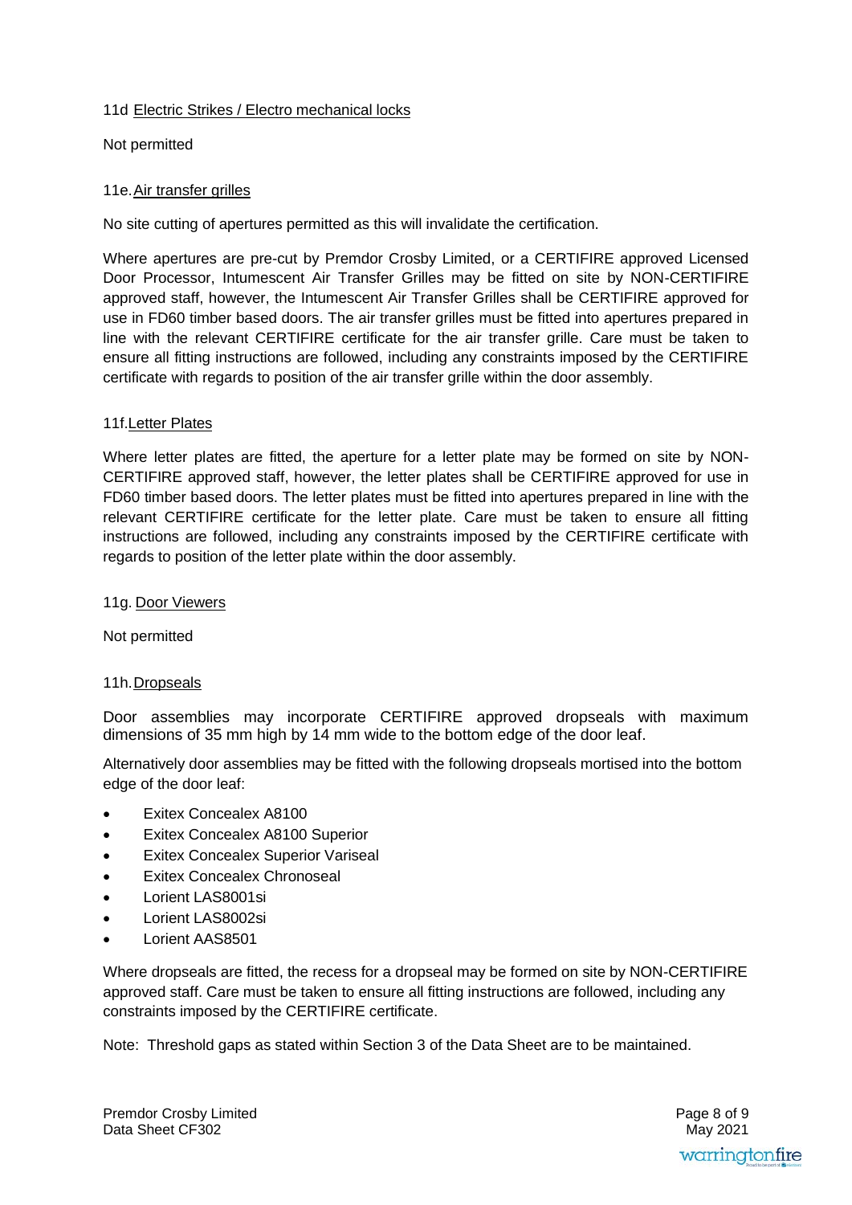11d Electric Strikes / Electro mechanical locks

Not permitted

11e. Air transfer grilles

No site cutting of apertures permitted as this will invalidate the certification.

Where apertures are pre-cut by Premdor Crosby Limited, or a CERTIFIRE approved Licensed Door Processor, Intumescent Air Transfer Grilles may be fitted on site by NON-CERTIFIRE approved staff, however, the Intumescent Air Transfer Grilles shall be CERTIFIRE approved for use in FD60 timber based doors. The air transfer grilles must be fitted into apertures prepared in line with the relevant CERTIFIRE certificate for the air transfer grille. Care must be taken to ensure all fitting instructions are followed, including any constraints imposed by the CERTIFIRE certificate with regards to position of the air transfer grille within the door assembly.

11f. Letter Plates

Where letter plates are fitted, the aperture for a letter plate may be formed on site by NON-CERTIFIRE approved staff, however, the letter plates shall be CERTIFIRE approved for use in FD60 timber based doors. The letter plates must be fitted into apertures prepared in line with the relevant CERTIFIRE certificate for the letter plate. Care must be taken to ensure all fitting instructions are followed, including any constraints imposed by the CERTIFIRE certificate with regards to position of the letter plate within the door assembly.

11g. Door Viewers

Not permitted

11h. Dropseals

Door assemblies may incorporate CERTIFIRE approved dropseals with maximum dimensions of 35 mm high by 14 mm wide to the bottom edge of the door leaf.

Alternatively door assemblies may be fitted with the following dropseals mortised into the bottom edge of the door leaf:

- Exitex Concealex A8100
- Exitex Concealex A8100 Superior
- Exitex Concealex Superior Variseal
- Exitex Concealex Chronoseal
- Lorient LAS8001si
- Lorient LAS8002si
- Lorient AAS8501

Where dropseals are fitted, the recess for a dropseal may be formed on site by NON-CERTIFIRE approved staff. Care must be taken to ensure all fitting instructions are followed, including any constraints imposed by the CERTIFIRE certificate.

Note: Threshold gaps as stated within Section 3 of the Data Sheet are to be maintained.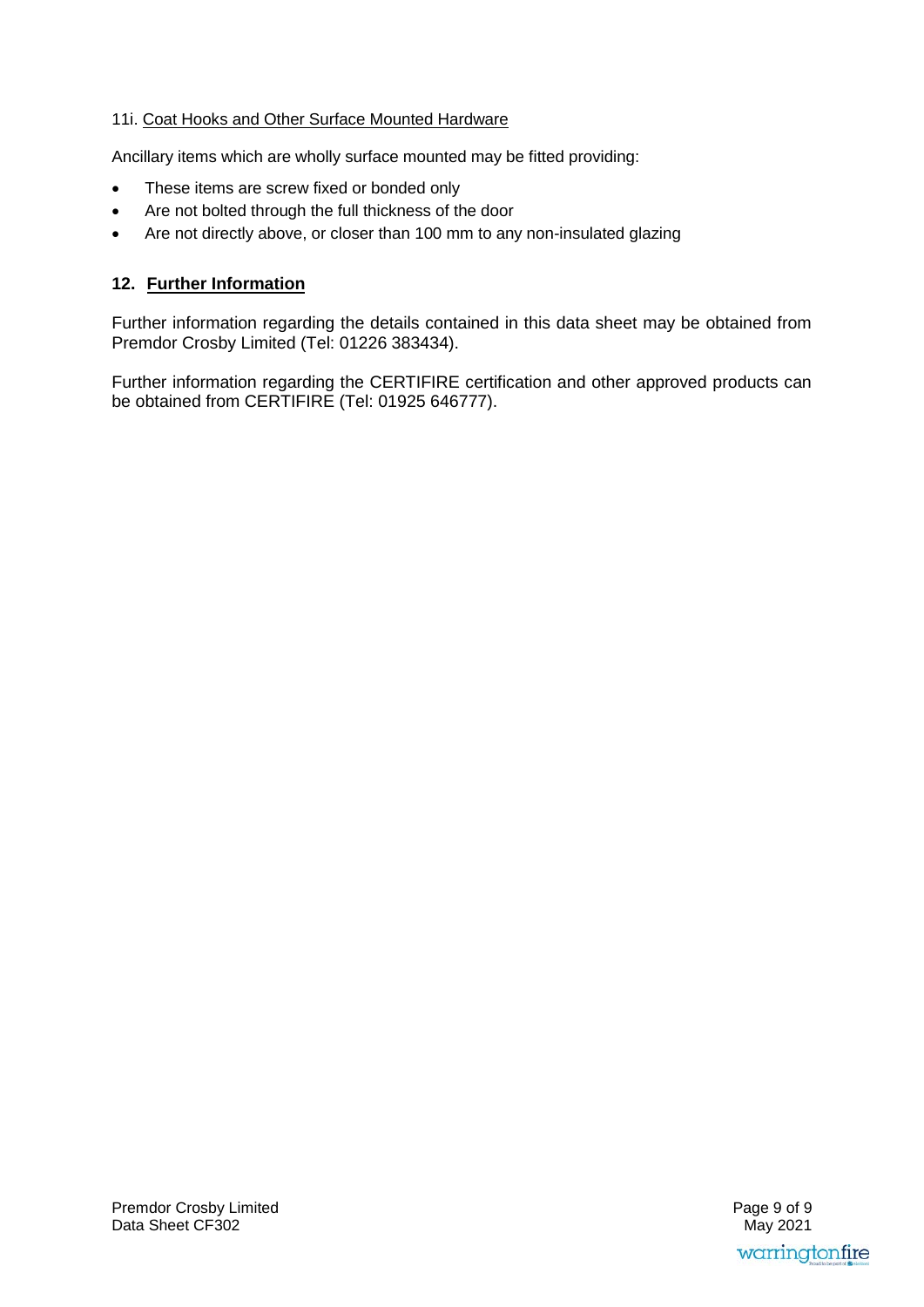11i. Coat Hooks and Other Surface Mounted Hardware

Ancillary items which are wholly surface mounted may be fitted providing:

- These items are screw fixed or bonded only
- Are not bolted through the full thickness of the door
- Are not directly above, or closer than 100 mm to any non-insulated glazing

## 12. Further Information

Further information regarding the details contained in this data sheet may be obtained from Premdor Crosby Limited (Tel: 01226 383434).

Further information regarding the CERTIFIRE certification and other approved products can be obtained from CERTIFIRE (Tel: 01925 646777).